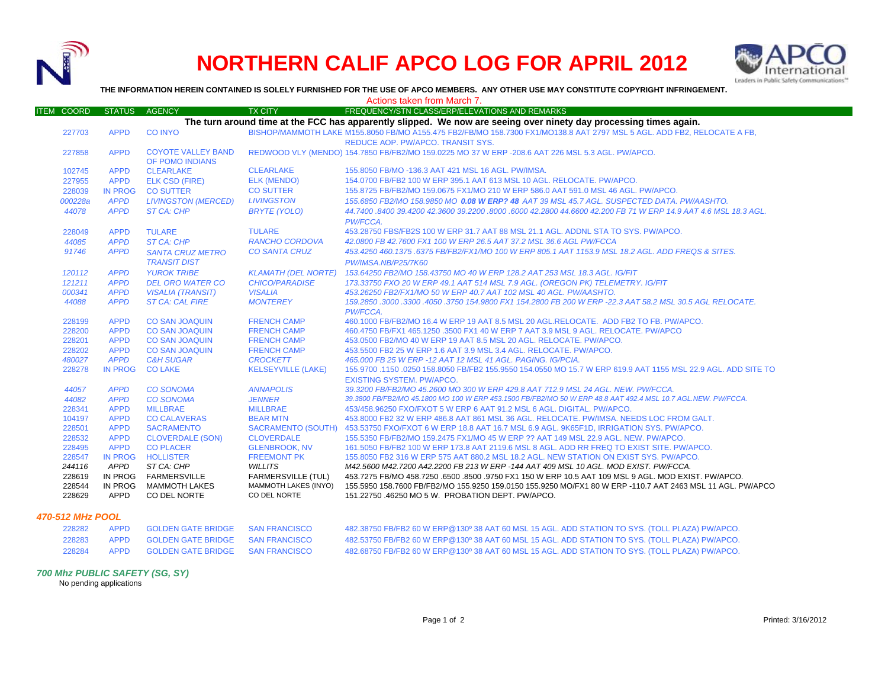# NORTHERN CALIF APCO LOG FOR APRIL 2012

**THE INFORMATION HEREIN CONTAINED IS SOLELY FURNISHED FOR THE USE OF APCO MEMBERS. ANY OTHER USE MAY CONSTITUTE COPYRIGHT INFRINGEMENT.**

Actions taken from March 7.

| ITEM COORD | STATUS | AGENCY | TX CITY | FREQUENCY/STN CLASS/ERP/ELEVATIONS AND REMARKS |
|---|---|---|---|---|
| | | | | **The turn around time at the FCC has apparently slipped. We now are seeing over ninety day processing times again.** |
| 227703 | APPD | CO INYO | BISHOP/MAMMOTH LAKE | M155.8050 FB/MO A155.475 FB2/FB/MO 158.7300 FX1/MO138.8 AAT 2797 MSL 5 AGL. ADD FB2, RELOCATE A FB, REDUCE AOP. PW/APCO. TRANSIT SYS. |
| 227858 | APPD | COYOTE VALLEY BAND OF POMO INDIANS | REDWOOD VLY (MENDO) | 154.7850 FB/FB2/MO 159.0225 MO 37 W ERP -208.6 AAT 226 MSL 5.3 AGL. PW/APCO. |
| 102745 | APPD | CLEARLAKE | CLEARLAKE | 155.8050 FB/MO -136.3 AAT 421 MSL 16 AGL. PW/IMSA. |
| 227955 | APPD | ELK CSD (FIRE) | ELK (MENDO) | 154.0700 FB/FB2 100 W ERP 395.1 AAT 613 MSL 10 AGL. RELOCATE. PW/APCO. |
| 228039 | IN PROG | CO SUTTER | CO SUTTER | 155.8725 FB/FB2/MO 159.0675 FX1/MO 210 W ERP 586.0 AAT 591.0 MSL 46 AGL. PW/APCO. |
| *000228a* | *APPD* | *LIVINGSTON (MERCED)* | *LIVINGSTON* | *155.6850 FB2/MO 158.9850 MO* ***0.08 W ERP? 48*** *AAT 39 MSL 45.7 AGL. SUSPECTED DATA. PW/AASHTO.* |
| *44078* | *APPD* | *ST CA: CHP* | *BRYTE (YOLO)* | *44.7400 .8400 39.4200 42.3600 39.2200 .8000 .6000 42.2800 44.6600 42.200 FB 71 W ERP 14.9 AAT 4.6 MSL 18.3 AGL. PW/FCCA.* |
| 228049 | APPD | TULARE | TULARE | 453.28750 FBS/FB2S 100 W ERP 31.7 AAT 88 MSL 21.1 AGL. ADDNL STA TO SYS. PW/APCO. |
| *44085* | *APPD* | *ST CA: CHP* | *RANCHO CORDOVA* | *42.0800 FB 42.7600 FX1 100 W ERP 26.5 AAT 37.2 MSL 36.6 AGL PW/FCCA* |
| *91746* | *APPD* | *SANTA CRUZ METRO TRANSIT DIST* | *CO SANTA CRUZ* | *453.4250 460.1375 .6375 FB/FB2/FX1/MO 100 W ERP 805.1 AAT 1153.9 MSL 18.2 AGL. ADD FREQS & SITES. PW/IMSA.NB/P25/7K60* |
| *120112* | *APPD* | *YUROK TRIBE* | *KLAMATH (DEL NORTE)* | *153.64250 FB2/MO 158.43750 MO 40 W ERP 128.2 AAT 253 MSL 18.3 AGL. IG/FIT* |
| *121211* | *APPD* | *DEL ORO WATER CO* | *CHICO/PARADISE* | *173.33750 FXO 20 W ERP 49.1 AAT 514 MSL 7.9 AGL. (OREGON PK) TELEMETRY. IG/FIT* |
| *000341* | *APPD* | *VISALIA (TRANSIT)* | *VISALIA* | *453.26250 FB2/FX1/MO 50 W ERP 40.7 AAT 102 MSL 40 AGL. PW/AASHTO.* |
| *44088* | *APPD* | *ST CA: CAL FIRE* | *MONTEREY* | *159.2850 .3000 .3300 .4050 .3750 154.9800 FX1 154.2800 FB 200 W ERP -22.3 AAT 58.2 MSL 30.5 AGL RELOCATE. PW/FCCA.* |
| 228199 | APPD | CO SAN JOAQUIN | FRENCH CAMP | 460.1000 FB/FB2/MO 16.4 W ERP 19 AAT 8.5 MSL 20 AGL.RELOCATE. ADD FB2 TO FB. PW/APCO. |
| 228200 | APPD | CO SAN JOAQUIN | FRENCH CAMP | 460.4750 FB/FX1 465.1250 .3500 FX1 40 W ERP 7 AAT 3.9 MSL 9 AGL. RELOCATE. PW/APCO |
| 228201 | APPD | CO SAN JOAQUIN | FRENCH CAMP | 453.0500 FB2/MO 40 W ERP 19 AAT 8.5 MSL 20 AGL. RELOCATE. PW/APCO. |
| 228202 | APPD | CO SAN JOAQUIN | FRENCH CAMP | 453.5500 FB2 25 W ERP 1.6 AAT 3.9 MSL 3.4 AGL. RELOCATE. PW/APCO. |
| *480027* | *APPD* | *C&H SUGAR* | *CROCKETT* | *465.000 FB 25 W ERP -12 AAT 12 MSL 41 AGL. PAGING. IG/PCIA.* |
| 228278 | IN PROG | CO LAKE | KELSEYVILLE (LAKE) | 155.9700 .1150 .0250 158.8050 FB/FB2 155.9550 154.0550 MO 15.7 W ERP 619.9 AAT 1155 MSL 22.9 AGL. ADD SITE TO EXISTING SYSTEM. PW/APCO. |
| *44057* | *APPD* | *CO SONOMA* | *ANNAPOLIS* | *39.3200 FB/FB2/MO 45.2600 MO 300 W ERP 429.8 AAT 712.9 MSL 24 AGL. NEW. PW/FCCA.* |
| *44082* | *APPD* | *CO SONOMA* | *JENNER* | *39.3800 FB/FB2/MO 45.1800 MO 100 W ERP 453.1500 FB/FB2/MO 50 W ERP 48.8 AAT 492.4 MSL 10.7 AGL.NEW. PW/FCCA.* |
| 228341 | APPD | MILLBRAE | MILLBRAE | 453/458.96250 FXO/FXOT 5 W ERP 6 AAT 91.2 MSL 6 AGL. DIGITAL. PW/APCO. |
| 104197 | APPD | CO CALAVERAS | BEAR MTN | 453.8000 FB2 32 W ERP 486.8 AAT 861 MSL 36 AGL. RELOCATE. PW/IMSA. NEEDS LOC FROM GALT. |
| 228501 | APPD | SACRAMENTO | SACRAMENTO (SOUTH) | 453.53750 FXO/FXOT 6 W ERP 18.8 AAT 16.7 MSL 6.9 AGL. 9K65F1D, IRRIGATION SYS. PW/APCO. |
| 228532 | APPD | CLOVERDALE (SON) | CLOVERDALE | 155.5350 FB/FB2/MO 159.2475 FX1/MO 45 W ERP ?? AAT 149 MSL 22.9 AGL. NEW. PW/APCO. |
| 228495 | APPD | CO PLACER | GLENBROOK, NV | 161.5050 FB/FB2 100 W ERP 173.8 AAT 2119.6 MSL 8 AGL. ADD RR FREQ TO EXIST SITE. PW/APCO. |
| 228547 | IN PROG | HOLLISTER | FREEMONT PK | 155.8050 FB2 316 W ERP 575 AAT 880.2 MSL 18.2 AGL. NEW STATION ON EXIST SYS. PW/APCO. |
| *244116* | *APPD* | *ST CA: CHP* | *WILLITS* | *M42.5600 M42.7200 A42.2200 FB 213 W ERP -144 AAT 409 MSL 10 AGL. MOD EXIST. PW/FCCA.* |
| 228619 | IN PROG | FARMERSVILLE | FARMERSVILLE (TUL) | 453.7275 FB/MO 458.7250 .6500 .8500 .9750 FX1 150 W ERP 10.5 AAT 109 MSL 9 AGL. MOD EXIST. PW/APCO. |
| 228544 | IN PROG | MAMMOTH LAKES | MAMMOTH LAKES (INYO) | 155.5950 158.7600 FB/FB2/MO 155.9250 159.0150 155.9250 MO/FX1 80 W ERP -110.7 AAT 2463 MSL 11 AGL. PW/APCO |
| 228629 | APPD | CO DEL NORTE | CO DEL NORTE | 151.22750 .46250 MO 5 W. PROBATION DEPT. PW/APCO. |

### *470-512 MHz POOL*

| ITEM COORD | STATUS | AGENCY | TX CITY | FREQUENCY/STN CLASS/ERP/ELEVATIONS AND REMARKS |
|---|---|---|---|---|
| 228282 | APPD | GOLDEN GATE BRIDGE | SAN FRANCISCO | 482.38750 FB/FB2 60 W ERP@130º 38 AAT 60 MSL 15 AGL. ADD STATION TO SYS. (TOLL PLAZA) PW/APCO. |
| 228283 | APPD | GOLDEN GATE BRIDGE | SAN FRANCISCO | 482.53750 FB/FB2 60 W ERP@130º 38 AAT 60 MSL 15 AGL. ADD STATION TO SYS. (TOLL PLAZA) PW/APCO. |
| 228284 | APPD | GOLDEN GATE BRIDGE | SAN FRANCISCO | 482.68750 FB/FB2 60 W ERP@130º 38 AAT 60 MSL 15 AGL. ADD STATION TO SYS. (TOLL PLAZA) PW/APCO. |

### *700 Mhz PUBLIC SAFETY (SG, SY)*

No pending applications

Printed: 3/16/2012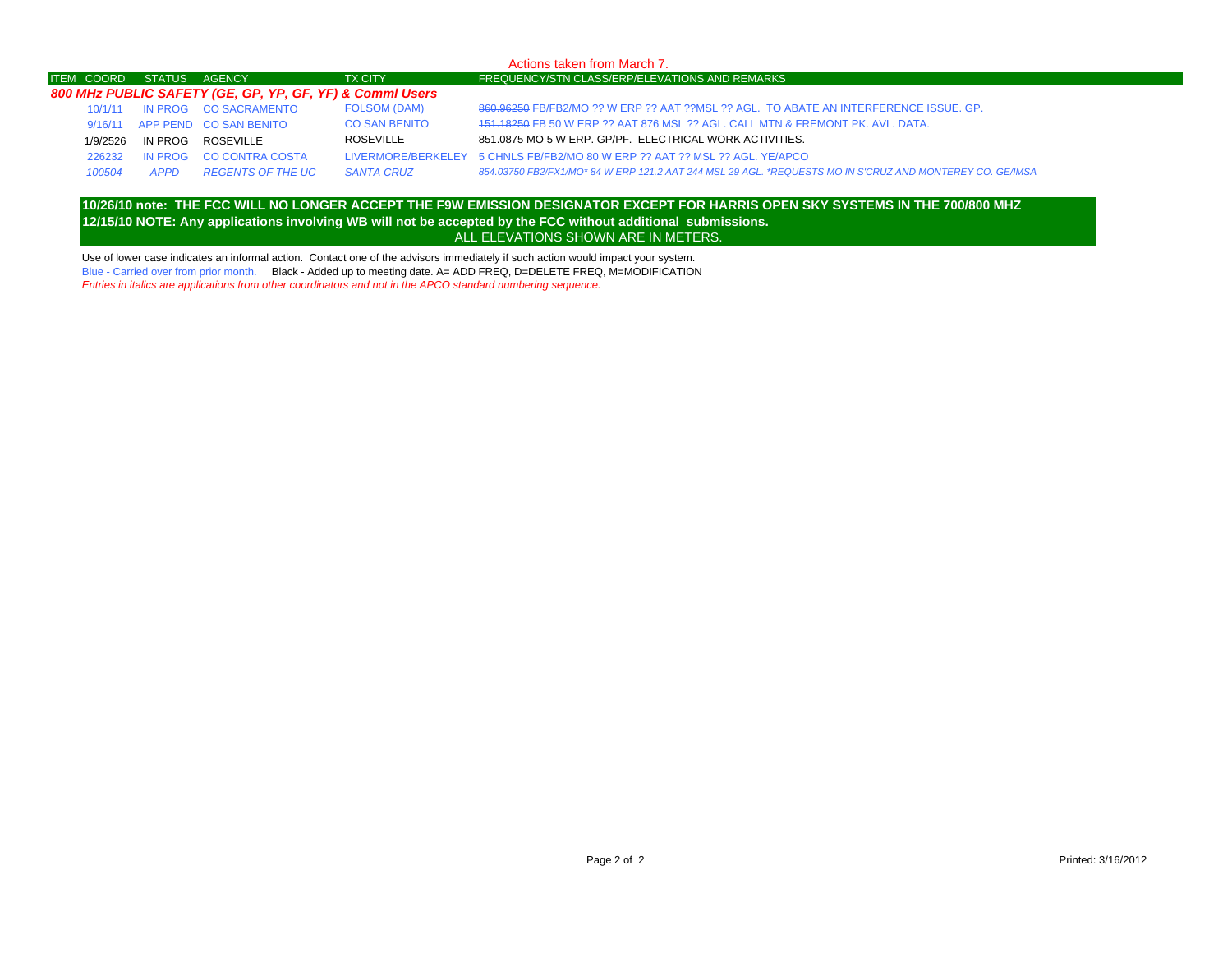Actions taken from March 7.

| ITEM | COORD | STATUS | AGENCY | TX CITY | FREQUENCY/STN CLASS/ERP/ELEVATIONS AND REMARKS |
|---|---|---|---|---|---|
| ***800 MHz PUBLIC SAFETY (GE, GP, YP, GF, YF) & Comml Users*** | | | | | |
| | 10/1/11 | IN PROG | CO SACRAMENTO | FOLSOM (DAM) | ~~860.96250~~ FB/FB2/MO ?? W ERP ?? AAT ??MSL ?? AGL. TO ABATE AN INTERFERENCE ISSUE. GP. |
| | 9/16/11 | APP PEND | CO SAN BENITO | CO SAN BENITO | ~~151.18250~~ FB 50 W ERP ?? AAT 876 MSL ?? AGL. CALL MTN & FREMONT PK. AVL. DATA. |
| | 1/9/2526 | IN PROG | ROSEVILLE | ROSEVILLE | 851.0875 MO 5 W ERP. GP/PF. ELECTRICAL WORK ACTIVITIES. |
| | 226232 | IN PROG | CO CONTRA COSTA | LIVERMORE/BERKELEY | 5 CHNLS FB/FB2/MO 80 W ERP ?? AAT ?? MSL ?? AGL. YE/APCO |
| | *100504* | *APPD* | *REGENTS OF THE UC* | *SANTA CRUZ* | *854.03750 FB2/FX1/MO* 84 W ERP 121.2 AAT 244 MSL 29 AGL. *REQUESTS MO IN S'CRUZ AND MONTEREY CO. GE/IMSA* |

**10/26/10 note: THE FCC WILL NO LONGER ACCEPT THE F9W EMISSION DESIGNATOR EXCEPT FOR HARRIS OPEN SKY SYSTEMS IN THE 700/800 MHZ**
**12/15/10 NOTE: Any applications involving WB will not be accepted by the FCC without additional submissions.**
ALL ELEVATIONS SHOWN ARE IN METERS.

Use of lower case indicates an informal action. Contact one of the advisors immediately if such action would impact your system.
Blue - Carried over from prior month. Black - Added up to meeting date. A= ADD FREQ, D=DELETE FREQ, M=MODIFICATION
*Entries in italics are applications from other coordinators and not in the APCO standard numbering sequence.*

Printed: 3/16/2012